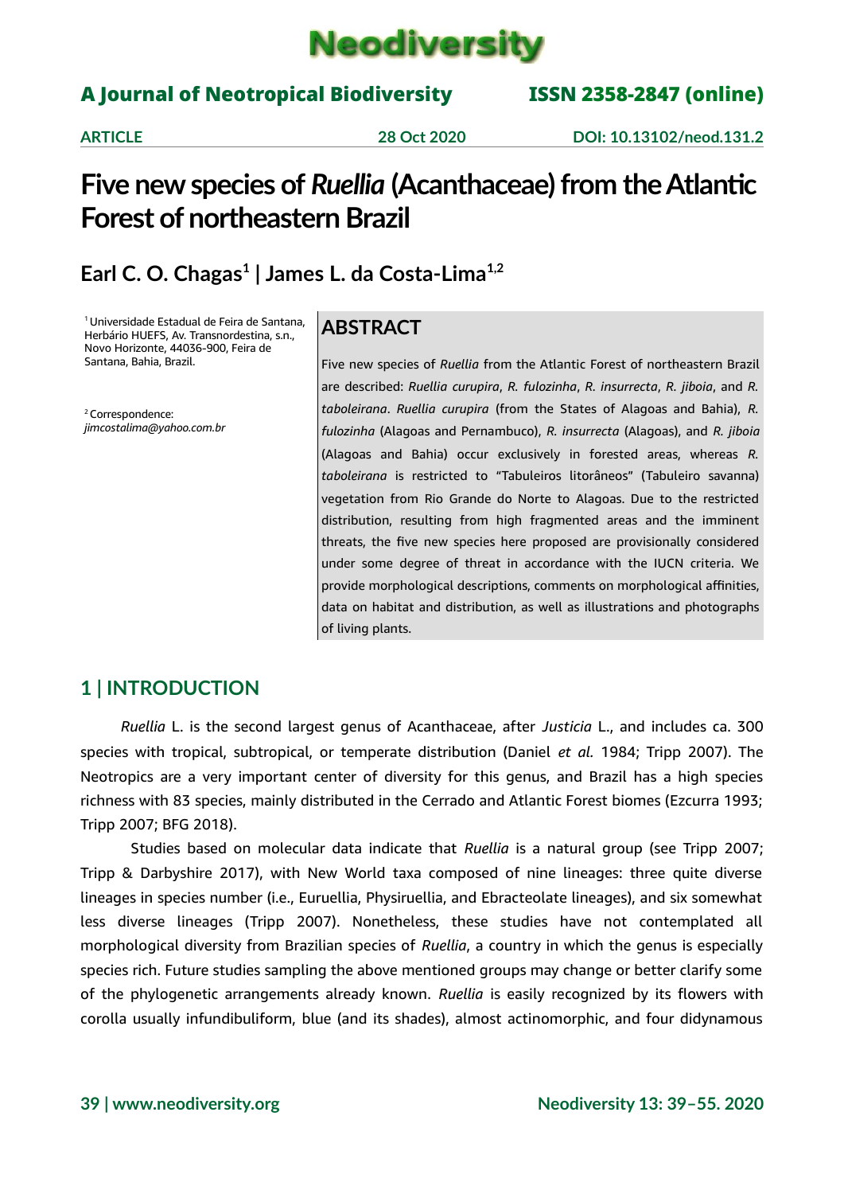# Five new species of *Ruellia* (Acanthaceae) from the Atlantic Forest of northeastern Brazil

**ARTICLE** | 28 Oct 2020 | DOI: 10.13102/neod.131.2

## Earl C. O. Chagas[1] | James L. da Costa-Lima[1,2]

[1] Universidade Estadual de Feira de Santana, Herbário HUEFS, Av. Transnordestina, s.n., Novo Horizonte, 44036-900, Feira de Santana, Bahia, Brazil.

[2] Correspondence: *jimcostalima@yahoo.com.br*

## ABSTRACT

Five new species of *Ruellia* from the Atlantic Forest of northeastern Brazil are described: *Ruellia curupira*, *R. fulozinha*, *R. insurrecta*, *R. jiboia*, and *R. taboleirana*. *Ruellia curupira* (from the States of Alagoas and Bahia), *R. fulozinha* (Alagoas and Pernambuco), *R. insurrecta* (Alagoas), and *R. jiboia* (Alagoas and Bahia) occur exclusively in forested areas, whereas *R. taboleirana* is restricted to "Tabuleiros litorâneos" (Tabuleiro savanna) vegetation from Rio Grande do Norte to Alagoas. Due to the restricted distribution, resulting from high fragmented areas and the imminent threats, the five new species here proposed are provisionally considered under some degree of threat in accordance with the IUCN criteria. We provide morphological descriptions, comments on morphological affinities, data on habitat and distribution, as well as illustrations and photographs of living plants.

## 1 | INTRODUCTION

*Ruellia* L. is the second largest genus of Acanthaceae, after *Justicia* L., and includes ca. 300 species with tropical, subtropical, or temperate distribution (Daniel *et al.* 1984; Tripp 2007). The Neotropics are a very important center of diversity for this genus, and Brazil has a high species richness with 83 species, mainly distributed in the Cerrado and Atlantic Forest biomes (Ezcurra 1993; Tripp 2007; BFG 2018).

Studies based on molecular data indicate that *Ruellia* is a natural group (see Tripp 2007; Tripp & Darbyshire 2017), with New World taxa composed of nine lineages: three quite diverse lineages in species number (i.e., Euruellia, Physiruellia, and Ebracteolate lineages), and six somewhat less diverse lineages (Tripp 2007). Nonetheless, these studies have not contemplated all morphological diversity from Brazilian species of *Ruellia*, a country in which the genus is especially species rich. Future studies sampling the above mentioned groups may change or better clarify some of the phylogenetic arrangements already known. *Ruellia* is easily recognized by its flowers with corolla usually infundibuliform, blue (and its shades), almost actinomorphic, and four didynamous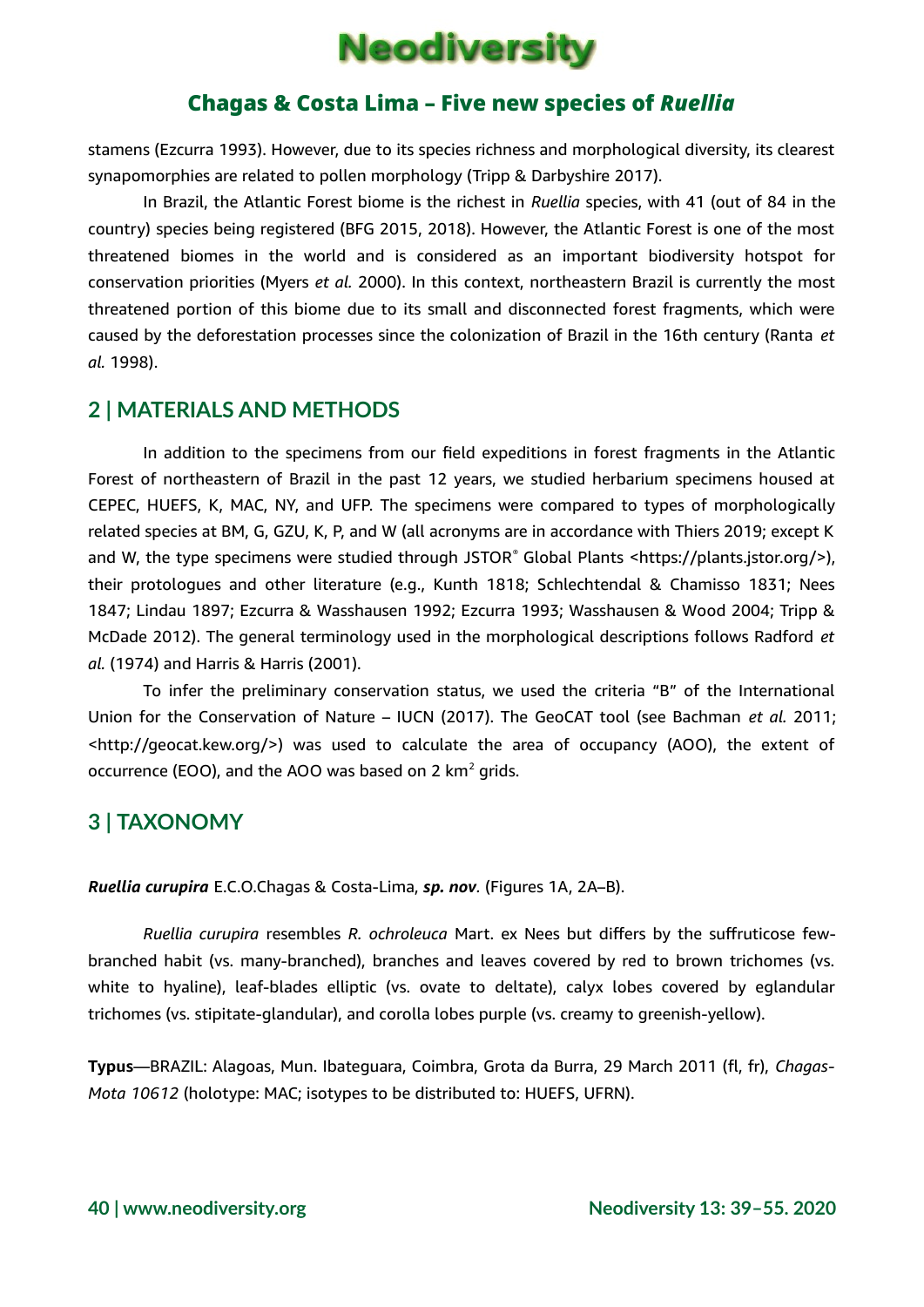stamens (Ezcurra 1993). However, due to its species richness and morphological diversity, its clearest synapomorphies are related to pollen morphology (Tripp & Darbyshire 2017).

In Brazil, the Atlantic Forest biome is the richest in *Ruellia* species, with 41 (out of 84 in the country) species being registered (BFG 2015, 2018). However, the Atlantic Forest is one of the most threatened biomes in the world and is considered as an important biodiversity hotspot for conservation priorities (Myers *et al.* 2000). In this context, northeastern Brazil is currently the most threatened portion of this biome due to its small and disconnected forest fragments, which were caused by the deforestation processes since the colonization of Brazil in the 16th century (Ranta *et al.* 1998).

## 2 | MATERIALS AND METHODS

In addition to the specimens from our field expeditions in forest fragments in the Atlantic Forest of northeastern of Brazil in the past 12 years, we studied herbarium specimens housed at CEPEC, HUEFS, K, MAC, NY, and UFP. The specimens were compared to types of morphologically related species at BM, G, GZU, K, P, and W (all acronyms are in accordance with Thiers 2019; except K and W, the type specimens were studied through JSTOR® Global Plants <https://plants.jstor.org/>), their protologues and other literature (e.g., Kunth 1818; Schlechtendal & Chamisso 1831; Nees 1847; Lindau 1897; Ezcurra & Wasshausen 1992; Ezcurra 1993; Wasshausen & Wood 2004; Tripp & McDade 2012). The general terminology used in the morphological descriptions follows Radford *et al.* (1974) and Harris & Harris (2001).

To infer the preliminary conservation status, we used the criteria "B" of the International Union for the Conservation of Nature – IUCN (2017). The GeoCAT tool (see Bachman *et al.* 2011; <http://geocat.kew.org/>) was used to calculate the area of occupancy (AOO), the extent of occurrence (EOO), and the AOO was based on 2 km$^2$ grids.

## 3 | TAXONOMY

***Ruellia curupira*** E.C.O.Chagas & Costa-Lima, ***sp. nov.*** (Figures 1A, 2A–B).

*Ruellia curupira* resembles *R. ochroleuca* Mart. ex Nees but differs by the suffruticose few-branched habit (vs. many-branched), branches and leaves covered by red to brown trichomes (vs. white to hyaline), leaf-blades elliptic (vs. ovate to deltate), calyx lobes covered by eglandular trichomes (vs. stipitate-glandular), and corolla lobes purple (vs. creamy to greenish-yellow).

**Typus**—BRAZIL: Alagoas, Mun. Ibateguara, Coimbra, Grota da Burra, 29 March 2011 (fl, fr), *Chagas-Mota 10612* (holotype: MAC; isotypes to be distributed to: HUEFS, UFRN).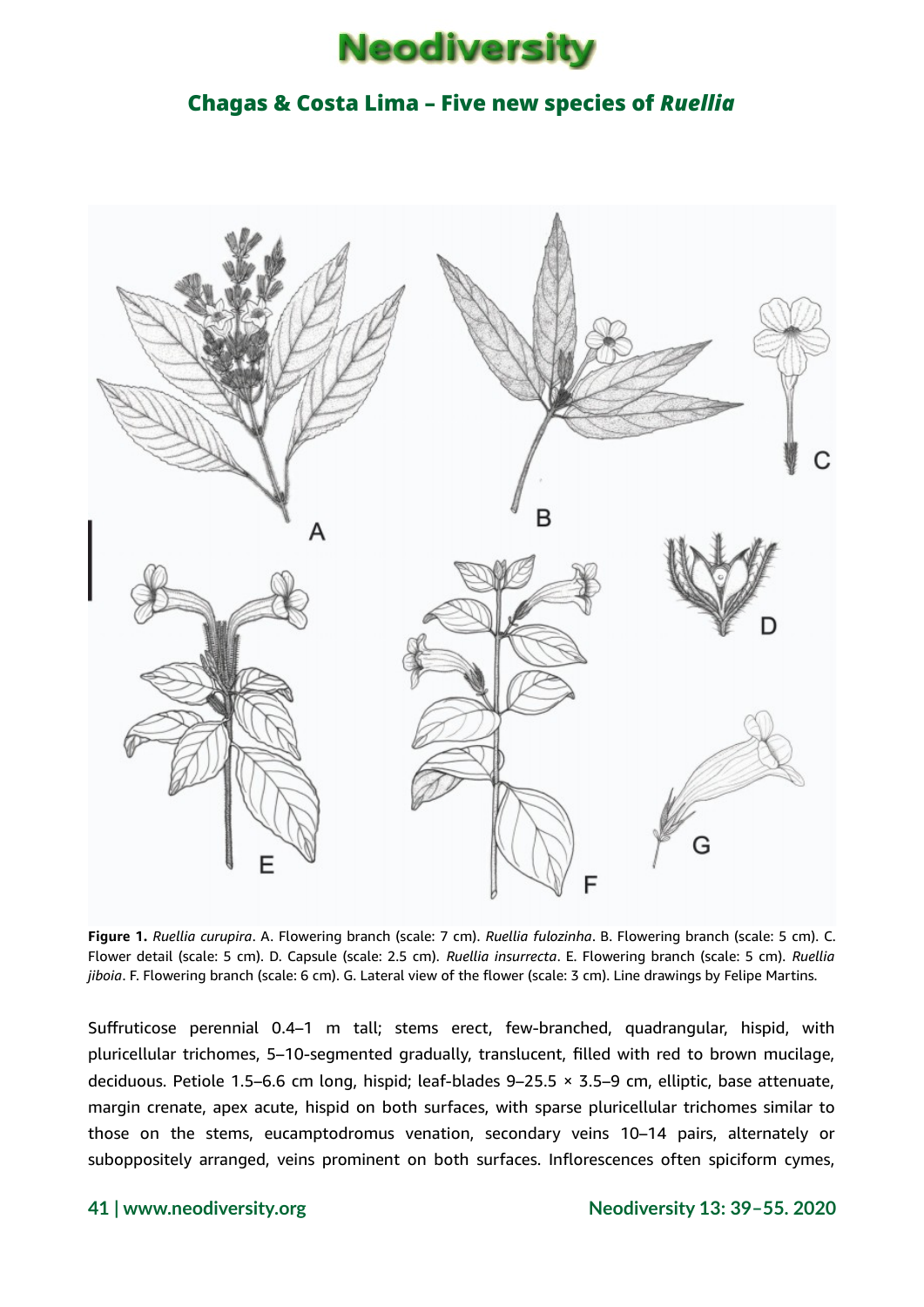**Figure 1.** *Ruellia curupira*. A. Flowering branch (scale: 7 cm). *Ruellia fulozinha*. B. Flowering branch (scale: 5 cm). C. Flower detail (scale: 5 cm). D. Capsule (scale: 2.5 cm). *Ruellia insurrecta*. E. Flowering branch (scale: 5 cm). *Ruellia jiboia*. F. Flowering branch (scale: 6 cm). G. Lateral view of the flower (scale: 3 cm). Line drawings by Felipe Martins.

Suffruticose perennial 0.4–1 m tall; stems erect, few-branched, quadrangular, hispid, with pluricellular trichomes, 5–10-segmented gradually, translucent, filled with red to brown mucilage, deciduous. Petiole 1.5–6.6 cm long, hispid; leaf-blades 9–25.5 × 3.5–9 cm, elliptic, base attenuate, margin crenate, apex acute, hispid on both surfaces, with sparse pluricellular trichomes similar to those on the stems, eucamptodromus venation, secondary veins 10–14 pairs, alternately or suboppositely arranged, veins prominent on both surfaces. Inflorescences often spiciform cymes,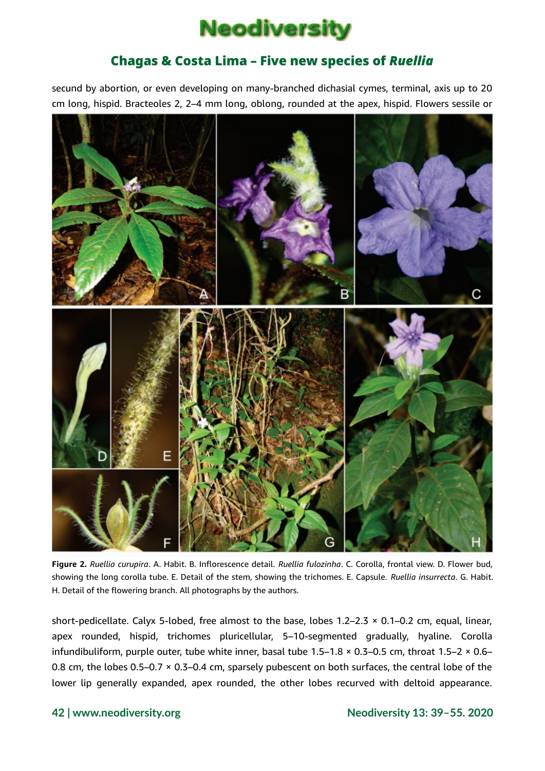secund by abortion, or even developing on many-branched dichasial cymes, terminal, axis up to 20 cm long, hispid. Bracteoles 2, 2–4 mm long, oblong, rounded at the apex, hispid. Flowers sessile or

**Figure 2.** *Ruellia curupira*. A. Habit. B. Inflorescence detail. *Ruellia fulozinha*. C. Corolla, frontal view. D. Flower bud, showing the long corolla tube. E. Detail of the stem, showing the trichomes. E. Capsule. *Ruellia insurrecta*. G. Habit. H. Detail of the flowering branch. All photographs by the authors.

short-pedicellate. Calyx 5-lobed, free almost to the base, lobes 1.2–2.3 × 0.1–0.2 cm, equal, linear, apex rounded, hispid, trichomes pluricellular, 5–10-segmented gradually, hyaline. Corolla infundibuliform, purple outer, tube white inner, basal tube 1.5–1.8 × 0.3–0.5 cm, throat 1.5–2 × 0.6–0.8 cm, the lobes 0.5–0.7 × 0.3–0.4 cm, sparsely pubescent on both surfaces, the central lobe of the lower lip generally expanded, apex rounded, the other lobes recurved with deltoid appearance.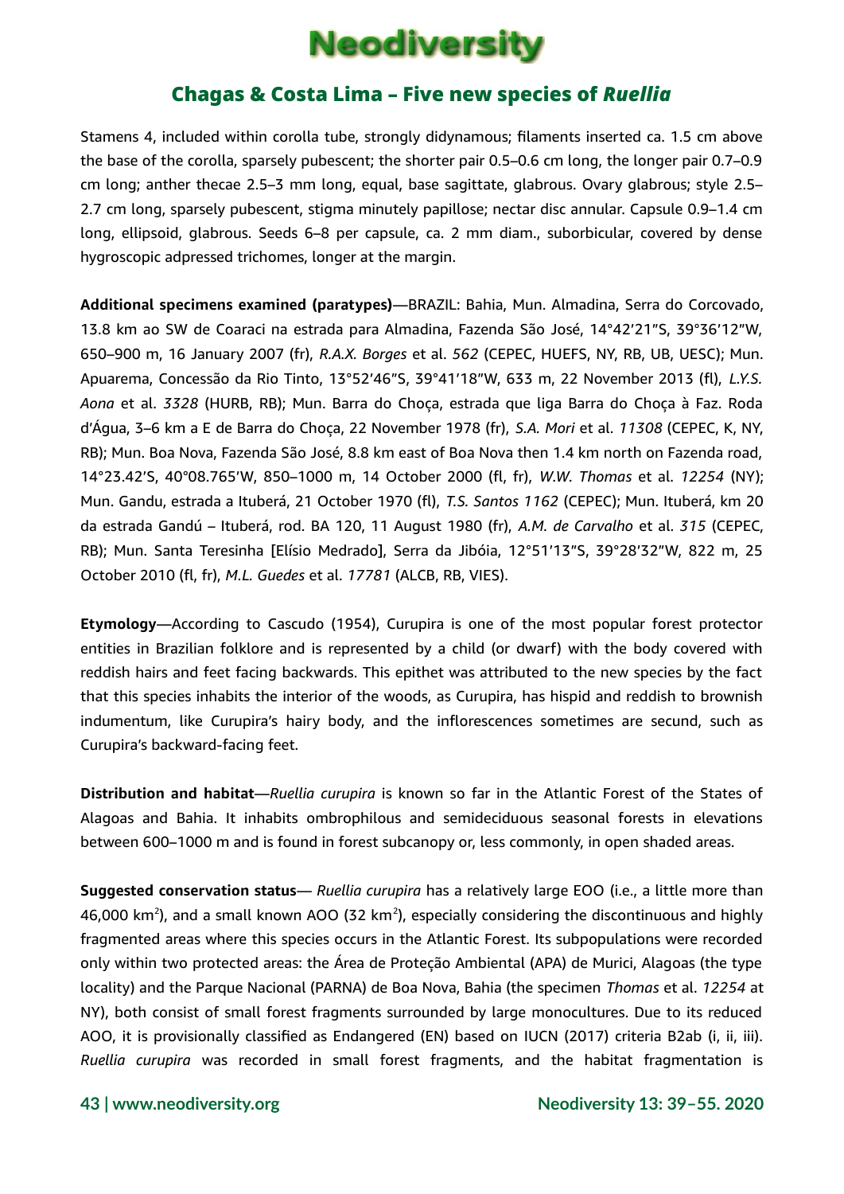Stamens 4, included within corolla tube, strongly didynamous; filaments inserted ca. 1.5 cm above the base of the corolla, sparsely pubescent; the shorter pair 0.5–0.6 cm long, the longer pair 0.7–0.9 cm long; anther thecae 2.5–3 mm long, equal, base sagittate, glabrous. Ovary glabrous; style 2.5–2.7 cm long, sparsely pubescent, stigma minutely papillose; nectar disc annular. Capsule 0.9–1.4 cm long, ellipsoid, glabrous. Seeds 6–8 per capsule, ca. 2 mm diam., suborbicular, covered by dense hygroscopic adpressed trichomes, longer at the margin.

**Additional specimens examined (paratypes)**—BRAZIL: Bahia, Mun. Almadina, Serra do Corcovado, 13.8 km ao SW de Coaraci na estrada para Almadina, Fazenda São José, 14°42′21″S, 39°36′12″W, 650–900 m, 16 January 2007 (fr), *R.A.X. Borges* et al. *562* (CEPEC, HUEFS, NY, RB, UB, UESC); Mun. Apuarema, Concessão da Rio Tinto, 13°52′46″S, 39°41′18″W, 633 m, 22 November 2013 (fl), *L.Y.S. Aona* et al. *3328* (HURB, RB); Mun. Barra do Choça, estrada que liga Barra do Choça à Faz. Roda d'Água, 3–6 km a E de Barra do Choça, 22 November 1978 (fr), *S.A. Mori* et al. *11308* (CEPEC, K, NY, RB); Mun. Boa Nova, Fazenda São José, 8.8 km east of Boa Nova then 1.4 km north on Fazenda road, 14°23.42′S, 40°08.765′W, 850–1000 m, 14 October 2000 (fl, fr), *W.W. Thomas* et al. *12254* (NY); Mun. Gandu, estrada a Ituberá, 21 October 1970 (fl), *T.S. Santos 1162* (CEPEC); Mun. Ituberá, km 20 da estrada Gandú – Ituberá, rod. BA 120, 11 August 1980 (fr), *A.M. de Carvalho* et al. *315* (CEPEC, RB); Mun. Santa Teresinha [Elísio Medrado], Serra da Jibóia, 12°51′13″S, 39°28′32″W, 822 m, 25 October 2010 (fl, fr), *M.L. Guedes* et al. *17781* (ALCB, RB, VIES).

**Etymology**—According to Cascudo (1954), Curupira is one of the most popular forest protector entities in Brazilian folklore and is represented by a child (or dwarf) with the body covered with reddish hairs and feet facing backwards. This epithet was attributed to the new species by the fact that this species inhabits the interior of the woods, as Curupira, has hispid and reddish to brownish indumentum, like Curupira's hairy body, and the inflorescences sometimes are secund, such as Curupira's backward-facing feet.

**Distribution and habitat**—*Ruellia curupira* is known so far in the Atlantic Forest of the States of Alagoas and Bahia. It inhabits ombrophilous and semideciduous seasonal forests in elevations between 600–1000 m and is found in forest subcanopy or, less commonly, in open shaded areas.

**Suggested conservation status**— *Ruellia curupira* has a relatively large EOO (i.e., a little more than 46,000 km$^2$), and a small known AOO (32 km$^2$), especially considering the discontinuous and highly fragmented areas where this species occurs in the Atlantic Forest. Its subpopulations were recorded only within two protected areas: the Área de Proteção Ambiental (APA) de Murici, Alagoas (the type locality) and the Parque Nacional (PARNA) de Boa Nova, Bahia (the specimen *Thomas* et al. *12254* at NY), both consist of small forest fragments surrounded by large monocultures. Due to its reduced AOO, it is provisionally classified as Endangered (EN) based on IUCN (2017) criteria B2ab (i, ii, iii). *Ruellia curupira* was recorded in small forest fragments, and the habitat fragmentation is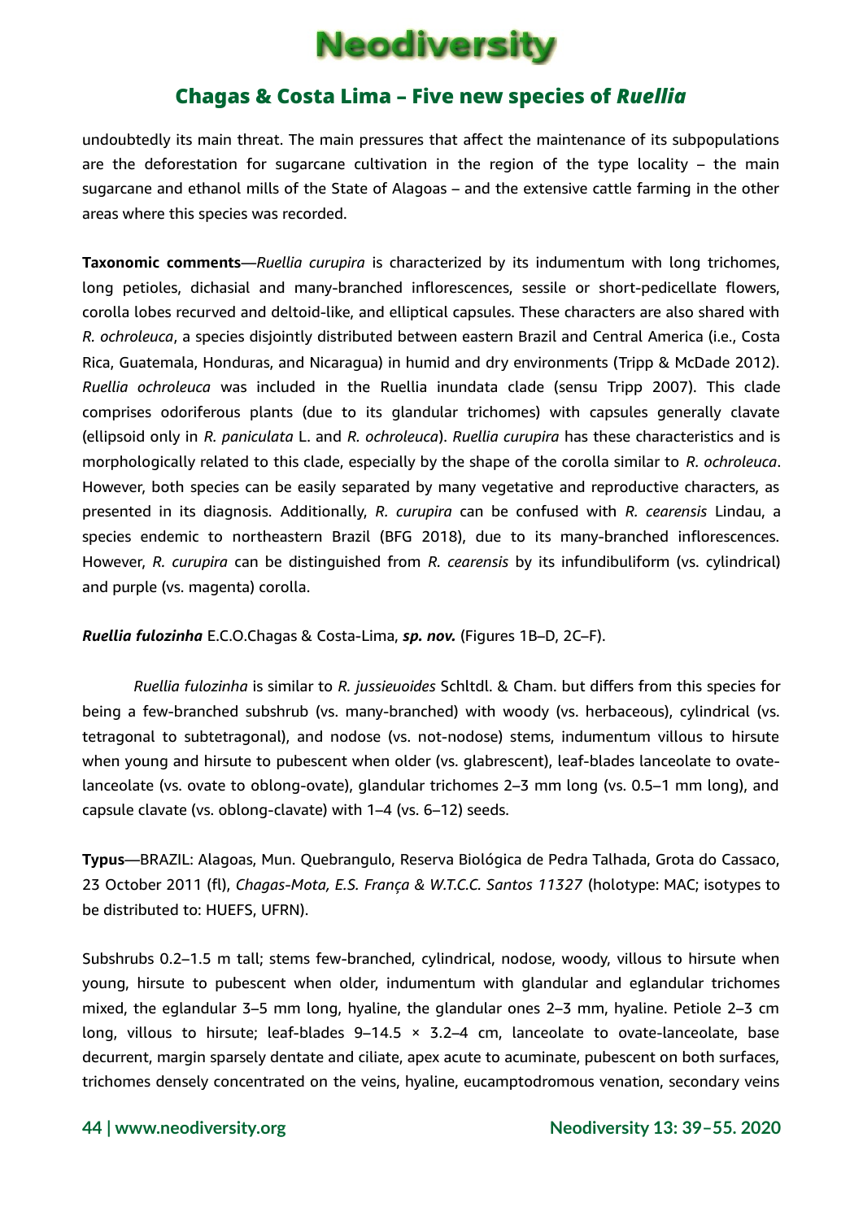undoubtedly its main threat. The main pressures that affect the maintenance of its subpopulations are the deforestation for sugarcane cultivation in the region of the type locality – the main sugarcane and ethanol mills of the State of Alagoas – and the extensive cattle farming in the other areas where this species was recorded.

**Taxonomic comments**—*Ruellia curupira* is characterized by its indumentum with long trichomes, long petioles, dichasial and many-branched inflorescences, sessile or short-pedicellate flowers, corolla lobes recurved and deltoid-like, and elliptical capsules. These characters are also shared with *R. ochroleuca*, a species disjointly distributed between eastern Brazil and Central America (i.e., Costa Rica, Guatemala, Honduras, and Nicaragua) in humid and dry environments (Tripp & McDade 2012). *Ruellia ochroleuca* was included in the Ruellia inundata clade (sensu Tripp 2007). This clade comprises odoriferous plants (due to its glandular trichomes) with capsules generally clavate (ellipsoid only in *R. paniculata* L. and *R. ochroleuca*). *Ruellia curupira* has these characteristics and is morphologically related to this clade, especially by the shape of the corolla similar to *R. ochroleuca*. However, both species can be easily separated by many vegetative and reproductive characters, as presented in its diagnosis. Additionally, *R. curupira* can be confused with *R. cearensis* Lindau, a species endemic to northeastern Brazil (BFG 2018), due to its many-branched inflorescences. However, *R. curupira* can be distinguished from *R. cearensis* by its infundibuliform (vs. cylindrical) and purple (vs. magenta) corolla.

***Ruellia fulozinha*** E.C.O.Chagas & Costa-Lima, ***sp. nov.*** (Figures 1B–D, 2C–F).

*Ruellia fulozinha* is similar to *R. jussieuoides* Schltdl. & Cham. but differs from this species for being a few-branched subshrub (vs. many-branched) with woody (vs. herbaceous), cylindrical (vs. tetragonal to subtetragonal), and nodose (vs. not-nodose) stems, indumentum villous to hirsute when young and hirsute to pubescent when older (vs. glabrescent), leaf-blades lanceolate to ovate-lanceolate (vs. ovate to oblong-ovate), glandular trichomes 2–3 mm long (vs. 0.5–1 mm long), and capsule clavate (vs. oblong-clavate) with 1–4 (vs. 6–12) seeds.

**Typus**—BRAZIL: Alagoas, Mun. Quebrangulo, Reserva Biológica de Pedra Talhada, Grota do Cassaco, 23 October 2011 (fl), *Chagas-Mota, E.S. França & W.T.C.C. Santos 11327* (holotype: MAC; isotypes to be distributed to: HUEFS, UFRN).

Subshrubs 0.2–1.5 m tall; stems few-branched, cylindrical, nodose, woody, villous to hirsute when young, hirsute to pubescent when older, indumentum with glandular and eglandular trichomes mixed, the eglandular 3–5 mm long, hyaline, the glandular ones 2–3 mm, hyaline. Petiole 2–3 cm long, villous to hirsute; leaf-blades 9–14.5 × 3.2–4 cm, lanceolate to ovate-lanceolate, base decurrent, margin sparsely dentate and ciliate, apex acute to acuminate, pubescent on both surfaces, trichomes densely concentrated on the veins, hyaline, eucamptodromous venation, secondary veins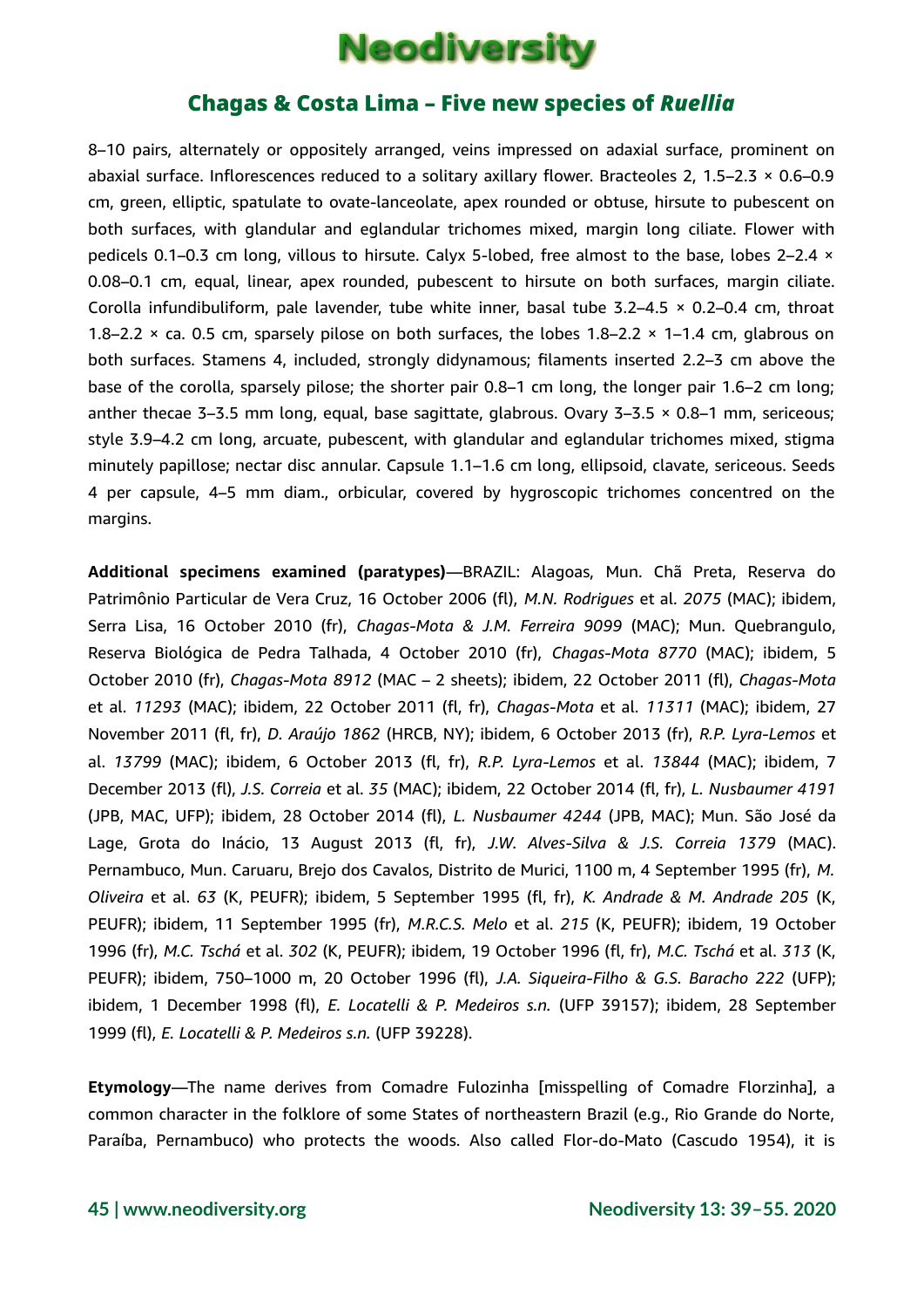8–10 pairs, alternately or oppositely arranged, veins impressed on adaxial surface, prominent on abaxial surface. Inflorescences reduced to a solitary axillary flower. Bracteoles 2, 1.5–2.3 × 0.6–0.9 cm, green, elliptic, spatulate to ovate-lanceolate, apex rounded or obtuse, hirsute to pubescent on both surfaces, with glandular and eglandular trichomes mixed, margin long ciliate. Flower with pedicels 0.1–0.3 cm long, villous to hirsute. Calyx 5-lobed, free almost to the base, lobes 2–2.4 × 0.08–0.1 cm, equal, linear, apex rounded, pubescent to hirsute on both surfaces, margin ciliate. Corolla infundibuliform, pale lavender, tube white inner, basal tube 3.2–4.5 × 0.2–0.4 cm, throat 1.8–2.2 × ca. 0.5 cm, sparsely pilose on both surfaces, the lobes 1.8–2.2 × 1–1.4 cm, glabrous on both surfaces. Stamens 4, included, strongly didynamous; filaments inserted 2.2–3 cm above the base of the corolla, sparsely pilose; the shorter pair 0.8–1 cm long, the longer pair 1.6–2 cm long; anther thecae 3–3.5 mm long, equal, base sagittate, glabrous. Ovary 3–3.5 × 0.8–1 mm, sericeous; style 3.9–4.2 cm long, arcuate, pubescent, with glandular and eglandular trichomes mixed, stigma minutely papillose; nectar disc annular. Capsule 1.1–1.6 cm long, ellipsoid, clavate, sericeous. Seeds 4 per capsule, 4–5 mm diam., orbicular, covered by hygroscopic trichomes concentred on the margins.

**Additional specimens examined (paratypes)**—BRAZIL: Alagoas, Mun. Chã Preta, Reserva do Patrimônio Particular de Vera Cruz, 16 October 2006 (fl), *M.N. Rodrigues* et al. *2075* (MAC); ibidem, Serra Lisa, 16 October 2010 (fr), *Chagas-Mota & J.M. Ferreira 9099* (MAC); Mun. Quebrangulo, Reserva Biológica de Pedra Talhada, 4 October 2010 (fr), *Chagas-Mota 8770* (MAC); ibidem, 5 October 2010 (fr), *Chagas-Mota 8912* (MAC – 2 sheets); ibidem, 22 October 2011 (fl), *Chagas-Mota* et al. *11293* (MAC); ibidem, 22 October 2011 (fl, fr), *Chagas-Mota* et al. *11311* (MAC); ibidem, 27 November 2011 (fl, fr), *D. Araújo 1862* (HRCB, NY); ibidem, 6 October 2013 (fr), *R.P. Lyra-Lemos* et al. *13799* (MAC); ibidem, 6 October 2013 (fl, fr), *R.P. Lyra-Lemos* et al. *13844* (MAC); ibidem, 7 December 2013 (fl), *J.S. Correia* et al. *35* (MAC); ibidem, 22 October 2014 (fl, fr), *L. Nusbaumer 4191* (JPB, MAC, UFP); ibidem, 28 October 2014 (fl), *L. Nusbaumer 4244* (JPB, MAC); Mun. São José da Lage, Grota do Inácio, 13 August 2013 (fl, fr), *J.W. Alves-Silva & J.S. Correia 1379* (MAC). Pernambuco, Mun. Caruaru, Brejo dos Cavalos, Distrito de Murici, 1100 m, 4 September 1995 (fr), *M. Oliveira* et al. *63* (K, PEUFR); ibidem, 5 September 1995 (fl, fr), *K. Andrade & M. Andrade 205* (K, PEUFR); ibidem, 11 September 1995 (fr), *M.R.C.S. Melo* et al. *215* (K, PEUFR); ibidem, 19 October 1996 (fr), *M.C. Tschá* et al. *302* (K, PEUFR); ibidem, 19 October 1996 (fl, fr), *M.C. Tschá* et al. *313* (K, PEUFR); ibidem, 750–1000 m, 20 October 1996 (fl), *J.A. Siqueira-Filho & G.S. Baracho 222* (UFP); ibidem, 1 December 1998 (fl), *E. Locatelli & P. Medeiros s.n.* (UFP 39157); ibidem, 28 September 1999 (fl), *E. Locatelli & P. Medeiros s.n.* (UFP 39228).

**Etymology**—The name derives from Comadre Fulozinha [misspelling of Comadre Florzinha], a common character in the folklore of some States of northeastern Brazil (e.g., Rio Grande do Norte, Paraíba, Pernambuco) who protects the woods. Also called Flor-do-Mato (Cascudo 1954), it is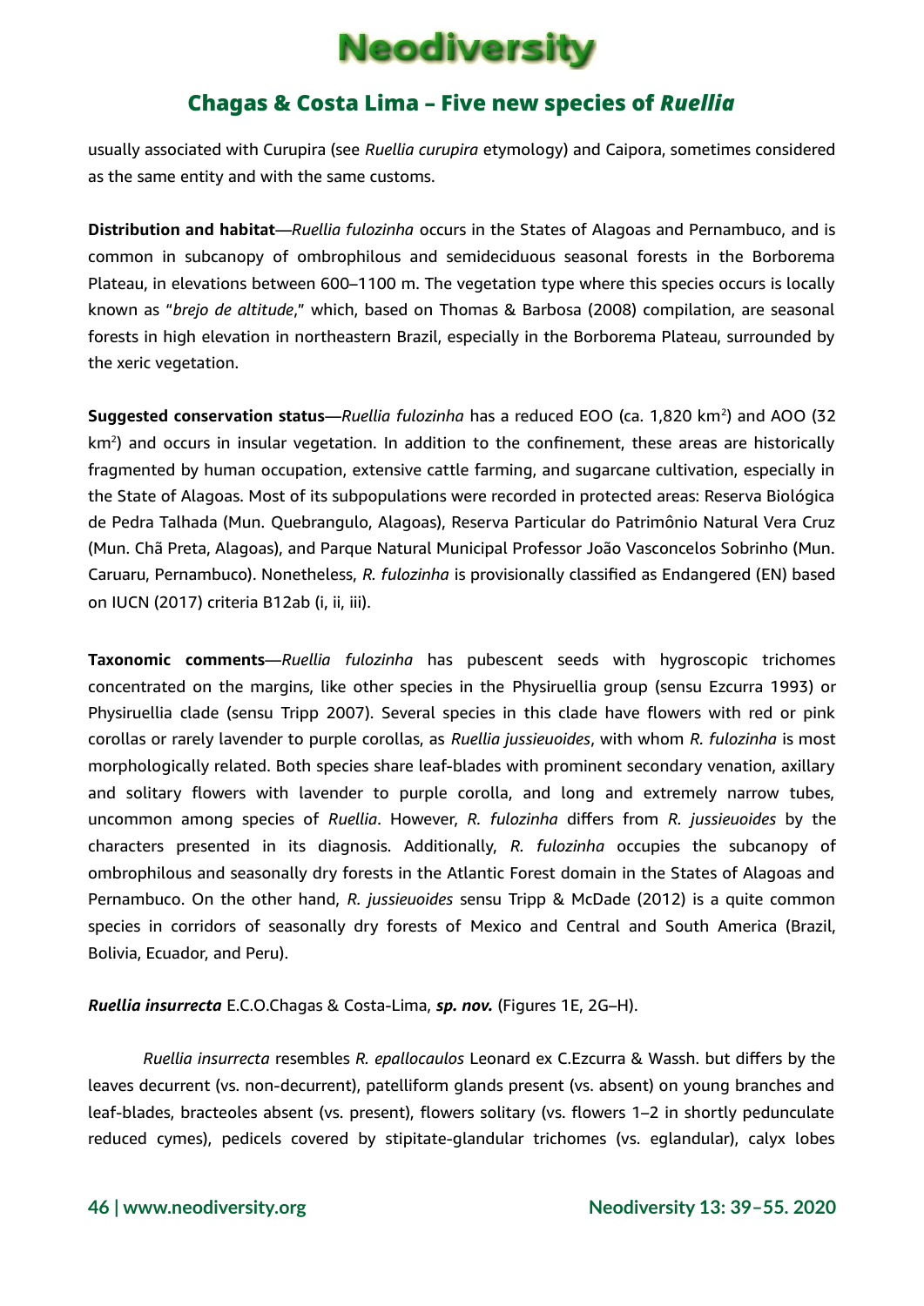usually associated with Curupira (see *Ruellia curupira* etymology) and Caipora, sometimes considered as the same entity and with the same customs.

**Distribution and habitat**—*Ruellia fulozinha* occurs in the States of Alagoas and Pernambuco, and is common in subcanopy of ombrophilous and semideciduous seasonal forests in the Borborema Plateau, in elevations between 600–1100 m. The vegetation type where this species occurs is locally known as "*brejo de altitude*," which, based on Thomas & Barbosa (2008) compilation, are seasonal forests in high elevation in northeastern Brazil, especially in the Borborema Plateau, surrounded by the xeric vegetation.

**Suggested conservation status**—*Ruellia fulozinha* has a reduced EOO (ca. 1,820 km$^2$) and AOO (32 km$^2$) and occurs in insular vegetation. In addition to the confinement, these areas are historically fragmented by human occupation, extensive cattle farming, and sugarcane cultivation, especially in the State of Alagoas. Most of its subpopulations were recorded in protected areas: Reserva Biológica de Pedra Talhada (Mun. Quebrangulo, Alagoas), Reserva Particular do Patrimônio Natural Vera Cruz (Mun. Chã Preta, Alagoas), and Parque Natural Municipal Professor João Vasconcelos Sobrinho (Mun. Caruaru, Pernambuco). Nonetheless, *R. fulozinha* is provisionally classified as Endangered (EN) based on IUCN (2017) criteria B12ab (i, ii, iii).

**Taxonomic comments**—*Ruellia fulozinha* has pubescent seeds with hygroscopic trichomes concentrated on the margins, like other species in the Physiruellia group (sensu Ezcurra 1993) or Physiruellia clade (sensu Tripp 2007). Several species in this clade have flowers with red or pink corollas or rarely lavender to purple corollas, as *Ruellia jussieuoides*, with whom *R. fulozinha* is most morphologically related. Both species share leaf-blades with prominent secondary venation, axillary and solitary flowers with lavender to purple corolla, and long and extremely narrow tubes, uncommon among species of *Ruellia*. However, *R. fulozinha* differs from *R. jussieuoides* by the characters presented in its diagnosis. Additionally, *R. fulozinha* occupies the subcanopy of ombrophilous and seasonally dry forests in the Atlantic Forest domain in the States of Alagoas and Pernambuco. On the other hand, *R. jussieuoides* sensu Tripp & McDade (2012) is a quite common species in corridors of seasonally dry forests of Mexico and Central and South America (Brazil, Bolivia, Ecuador, and Peru).

***Ruellia insurrecta*** E.C.O.Chagas & Costa-Lima, ***sp. nov.*** (Figures 1E, 2G–H).

*Ruellia insurrecta* resembles *R. epallocaulos* Leonard ex C.Ezcurra & Wassh. but differs by the leaves decurrent (vs. non-decurrent), patelliform glands present (vs. absent) on young branches and leaf-blades, bracteoles absent (vs. present), flowers solitary (vs. flowers 1–2 in shortly pedunculate reduced cymes), pedicels covered by stipitate-glandular trichomes (vs. eglandular), calyx lobes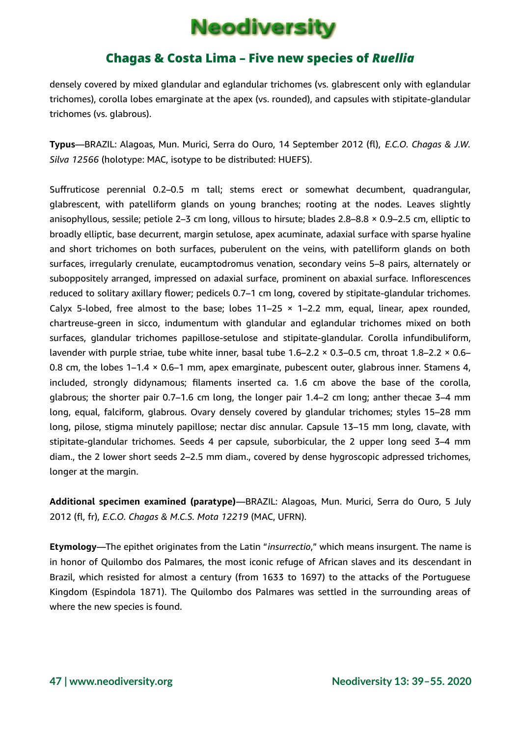densely covered by mixed glandular and eglandular trichomes (vs. glabrescent only with eglandular trichomes), corolla lobes emarginate at the apex (vs. rounded), and capsules with stipitate-glandular trichomes (vs. glabrous).

**Typus**—BRAZIL: Alagoas, Mun. Murici, Serra do Ouro, 14 September 2012 (fl), *E.C.O. Chagas & J.W. Silva 12566* (holotype: MAC, isotype to be distributed: HUEFS).

Suffruticose perennial 0.2–0.5 m tall; stems erect or somewhat decumbent, quadrangular, glabrescent, with patelliform glands on young branches; rooting at the nodes. Leaves slightly anisophyllous, sessile; petiole 2–3 cm long, villous to hirsute; blades 2.8–8.8 × 0.9–2.5 cm, elliptic to broadly elliptic, base decurrent, margin setulose, apex acuminate, adaxial surface with sparse hyaline and short trichomes on both surfaces, puberulent on the veins, with patelliform glands on both surfaces, irregularly crenulate, eucamptodromus venation, secondary veins 5–8 pairs, alternately or suboppositely arranged, impressed on adaxial surface, prominent on abaxial surface. Inflorescences reduced to solitary axillary flower; pedicels 0.7–1 cm long, covered by stipitate-glandular trichomes. Calyx 5-lobed, free almost to the base; lobes 11–25 × 1–2.2 mm, equal, linear, apex rounded, chartreuse-green in sicco, indumentum with glandular and eglandular trichomes mixed on both surfaces, glandular trichomes papillose-setulose and stipitate-glandular. Corolla infundibuliform, lavender with purple striae, tube white inner, basal tube 1.6–2.2 × 0.3–0.5 cm, throat 1.8–2.2 × 0.6–0.8 cm, the lobes 1–1.4 × 0.6–1 mm, apex emarginate, pubescent outer, glabrous inner. Stamens 4, included, strongly didynamous; filaments inserted ca. 1.6 cm above the base of the corolla, glabrous; the shorter pair 0.7–1.6 cm long, the longer pair 1.4–2 cm long; anther thecae 3–4 mm long, equal, falciform, glabrous. Ovary densely covered by glandular trichomes; styles 15–28 mm long, pilose, stigma minutely papillose; nectar disc annular. Capsule 13–15 mm long, clavate, with stipitate-glandular trichomes. Seeds 4 per capsule, suborbicular, the 2 upper long seed 3–4 mm diam., the 2 lower short seeds 2–2.5 mm diam., covered by dense hygroscopic adpressed trichomes, longer at the margin.

**Additional specimen examined (paratype)**—BRAZIL: Alagoas, Mun. Murici, Serra do Ouro, 5 July 2012 (fl, fr), *E.C.O. Chagas & M.C.S. Mota 12219* (MAC, UFRN).

**Etymology**—The epithet originates from the Latin "*insurrectio*," which means insurgent. The name is in honor of Quilombo dos Palmares, the most iconic refuge of African slaves and its descendant in Brazil, which resisted for almost a century (from 1633 to 1697) to the attacks of the Portuguese Kingdom (Espindola 1871). The Quilombo dos Palmares was settled in the surrounding areas of where the new species is found.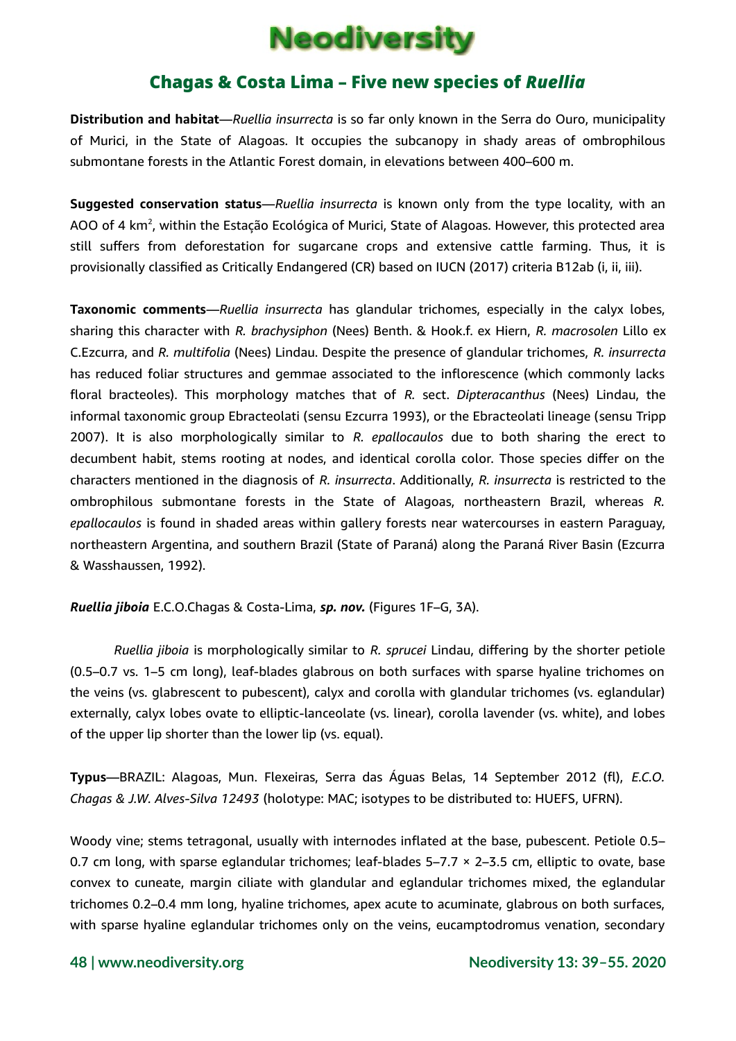**Distribution and habitat**—*Ruellia insurrecta* is so far only known in the Serra do Ouro, municipality of Murici, in the State of Alagoas. It occupies the subcanopy in shady areas of ombrophilous submontane forests in the Atlantic Forest domain, in elevations between 400–600 m.

**Suggested conservation status**—*Ruellia insurrecta* is known only from the type locality, with an AOO of 4 km$^2$, within the Estação Ecológica of Murici, State of Alagoas. However, this protected area still suffers from deforestation for sugarcane crops and extensive cattle farming. Thus, it is provisionally classified as Critically Endangered (CR) based on IUCN (2017) criteria B12ab (i, ii, iii).

**Taxonomic comments**—*Ruellia insurrecta* has glandular trichomes, especially in the calyx lobes, sharing this character with *R. brachysiphon* (Nees) Benth. & Hook.f. ex Hiern, *R. macrosolen* Lillo ex C.Ezcurra, and *R. multifolia* (Nees) Lindau. Despite the presence of glandular trichomes, *R. insurrecta* has reduced foliar structures and gemmae associated to the inflorescence (which commonly lacks floral bracteoles). This morphology matches that of *R.* sect. *Dipteracanthus* (Nees) Lindau, the informal taxonomic group Ebracteolati (sensu Ezcurra 1993), or the Ebracteolati lineage (sensu Tripp 2007). It is also morphologically similar to *R. epallocaulos* due to both sharing the erect to decumbent habit, stems rooting at nodes, and identical corolla color. Those species differ on the characters mentioned in the diagnosis of *R. insurrecta*. Additionally, *R. insurrecta* is restricted to the ombrophilous submontane forests in the State of Alagoas, northeastern Brazil, whereas *R. epallocaulos* is found in shaded areas within gallery forests near watercourses in eastern Paraguay, northeastern Argentina, and southern Brazil (State of Paraná) along the Paraná River Basin (Ezcurra & Wasshaussen, 1992).

***Ruellia jiboia*** E.C.O.Chagas & Costa-Lima, ***sp. nov.*** (Figures 1F–G, 3A).

*Ruellia jiboia* is morphologically similar to *R. sprucei* Lindau, differing by the shorter petiole (0.5–0.7 vs. 1–5 cm long), leaf-blades glabrous on both surfaces with sparse hyaline trichomes on the veins (vs. glabrescent to pubescent), calyx and corolla with glandular trichomes (vs. eglandular) externally, calyx lobes ovate to elliptic-lanceolate (vs. linear), corolla lavender (vs. white), and lobes of the upper lip shorter than the lower lip (vs. equal).

**Typus**—BRAZIL: Alagoas, Mun. Flexeiras, Serra das Águas Belas, 14 September 2012 (fl), *E.C.O. Chagas & J.W. Alves-Silva 12493* (holotype: MAC; isotypes to be distributed to: HUEFS, UFRN).

Woody vine; stems tetragonal, usually with internodes inflated at the base, pubescent. Petiole 0.5–0.7 cm long, with sparse eglandular trichomes; leaf-blades 5–7.7 × 2–3.5 cm, elliptic to ovate, base convex to cuneate, margin ciliate with glandular and eglandular trichomes mixed, the eglandular trichomes 0.2–0.4 mm long, hyaline trichomes, apex acute to acuminate, glabrous on both surfaces, with sparse hyaline eglandular trichomes only on the veins, eucamptodromus venation, secondary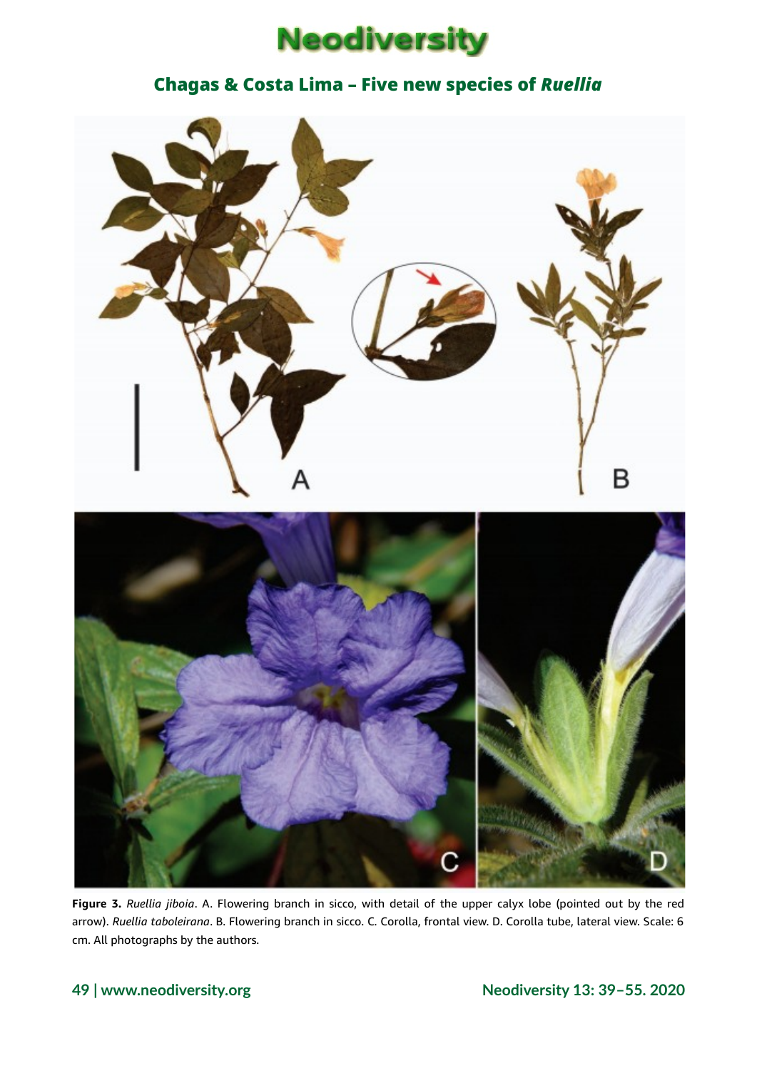**Figure 3.** *Ruellia jiboia*. A. Flowering branch in sicco, with detail of the upper calyx lobe (pointed out by the red arrow). *Ruellia taboleirana*. B. Flowering branch in sicco. C. Corolla, frontal view. D. Corolla tube, lateral view. Scale: 6 cm. All photographs by the authors.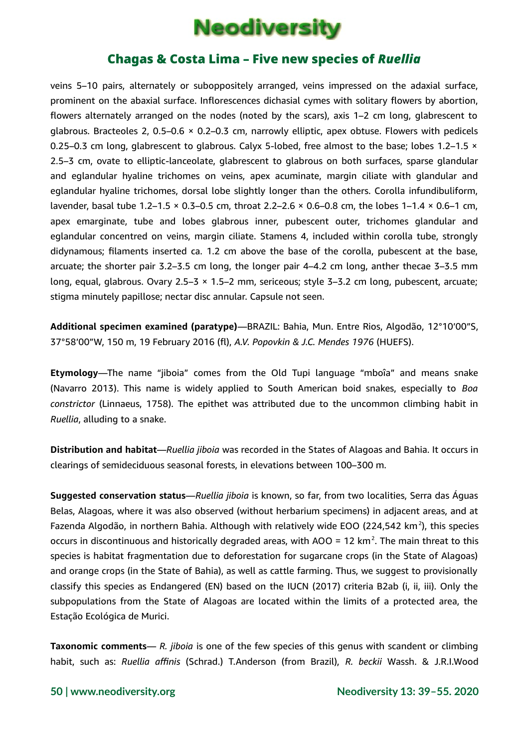veins 5–10 pairs, alternately or suboppositely arranged, veins impressed on the adaxial surface, prominent on the abaxial surface. Inflorescences dichasial cymes with solitary flowers by abortion, flowers alternately arranged on the nodes (noted by the scars), axis 1–2 cm long, glabrescent to glabrous. Bracteoles 2, 0.5–0.6 × 0.2–0.3 cm, narrowly elliptic, apex obtuse. Flowers with pedicels 0.25–0.3 cm long, glabrescent to glabrous. Calyx 5-lobed, free almost to the base; lobes 1.2–1.5 × 2.5–3 cm, ovate to elliptic-lanceolate, glabrescent to glabrous on both surfaces, sparse glandular and eglandular hyaline trichomes on veins, apex acuminate, margin ciliate with glandular and eglandular hyaline trichomes, dorsal lobe slightly longer than the others. Corolla infundibuliform, lavender, basal tube 1.2–1.5 × 0.3–0.5 cm, throat 2.2–2.6 × 0.6–0.8 cm, the lobes 1–1.4 × 0.6–1 cm, apex emarginate, tube and lobes glabrous inner, pubescent outer, trichomes glandular and eglandular concentred on veins, margin ciliate. Stamens 4, included within corolla tube, strongly didynamous; filaments inserted ca. 1.2 cm above the base of the corolla, pubescent at the base, arcuate; the shorter pair 3.2–3.5 cm long, the longer pair 4–4.2 cm long, anther thecae 3–3.5 mm long, equal, glabrous. Ovary 2.5–3 × 1.5–2 mm, sericeous; style 3–3.2 cm long, pubescent, arcuate; stigma minutely papillose; nectar disc annular. Capsule not seen.

**Additional specimen examined (paratype)**—BRAZIL: Bahia, Mun. Entre Rios, Algodão, 12°10′00″S, 37°58′00″W, 150 m, 19 February 2016 (fl), *A.V. Popovkin & J.C. Mendes 1976* (HUEFS).

**Etymology**—The name "jiboia" comes from the Old Tupi language "mboîa" and means snake (Navarro 2013). This name is widely applied to South American boid snakes, especially to *Boa constrictor* (Linnaeus, 1758). The epithet was attributed due to the uncommon climbing habit in *Ruellia*, alluding to a snake.

**Distribution and habitat**—*Ruellia jiboia* was recorded in the States of Alagoas and Bahia. It occurs in clearings of semideciduous seasonal forests, in elevations between 100–300 m.

**Suggested conservation status**—*Ruellia jiboia* is known, so far, from two localities, Serra das Águas Belas, Alagoas, where it was also observed (without herbarium specimens) in adjacent areas, and at Fazenda Algodão, in northern Bahia. Although with relatively wide EOO (224,542 km$^2$), this species occurs in discontinuous and historically degraded areas, with AOO = 12 km$^2$. The main threat to this species is habitat fragmentation due to deforestation for sugarcane crops (in the State of Alagoas) and orange crops (in the State of Bahia), as well as cattle farming. Thus, we suggest to provisionally classify this species as Endangered (EN) based on the IUCN (2017) criteria B2ab (i, ii, iii). Only the subpopulations from the State of Alagoas are located within the limits of a protected area, the Estação Ecológica de Murici.

**Taxonomic comments**— *R. jiboia* is one of the few species of this genus with scandent or climbing habit, such as: *Ruellia affinis* (Schrad.) T.Anderson (from Brazil), *R. beckii* Wassh. & J.R.I.Wood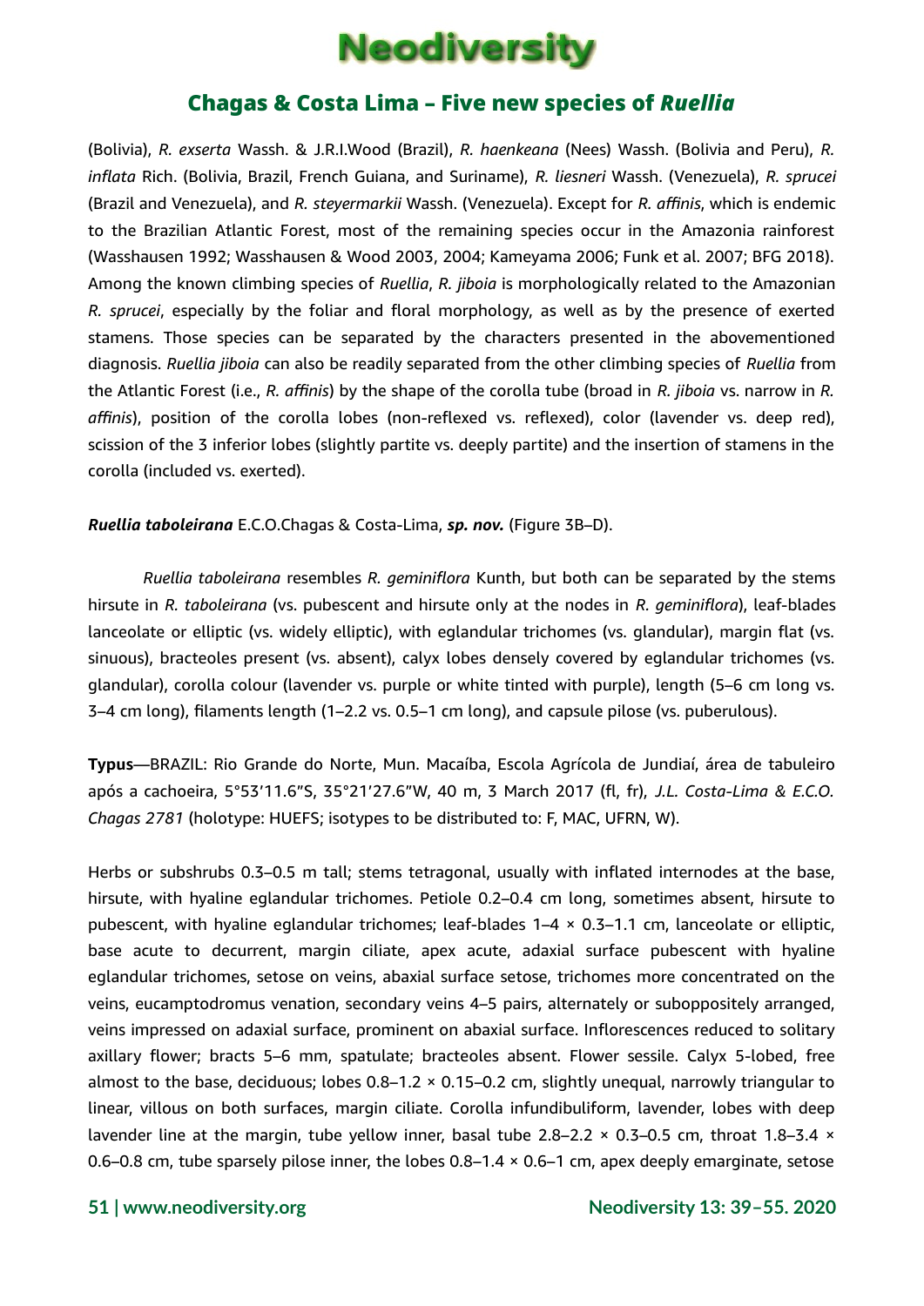(Bolivia), *R. exserta* Wassh. & J.R.I.Wood (Brazil), *R. haenkeana* (Nees) Wassh. (Bolivia and Peru), *R. inflata* Rich. (Bolivia, Brazil, French Guiana, and Suriname), *R. liesneri* Wassh. (Venezuela), *R. sprucei* (Brazil and Venezuela), and *R. steyermarkii* Wassh. (Venezuela). Except for *R. affinis*, which is endemic to the Brazilian Atlantic Forest, most of the remaining species occur in the Amazonia rainforest (Wasshausen 1992; Wasshausen & Wood 2003, 2004; Kameyama 2006; Funk et al. 2007; BFG 2018). Among the known climbing species of *Ruellia*, *R. jiboia* is morphologically related to the Amazonian *R. sprucei*, especially by the foliar and floral morphology, as well as by the presence of exerted stamens. Those species can be separated by the characters presented in the abovementioned diagnosis. *Ruellia jiboia* can also be readily separated from the other climbing species of *Ruellia* from the Atlantic Forest (i.e., *R. affinis*) by the shape of the corolla tube (broad in *R. jiboia* vs. narrow in *R. affinis*), position of the corolla lobes (non-reflexed vs. reflexed), color (lavender vs. deep red), scission of the 3 inferior lobes (slightly partite vs. deeply partite) and the insertion of stamens in the corolla (included vs. exerted).

***Ruellia taboleirana*** E.C.O.Chagas & Costa-Lima, ***sp. nov.*** (Figure 3B–D).

*Ruellia taboleirana* resembles *R. geminiflora* Kunth, but both can be separated by the stems hirsute in *R. taboleirana* (vs. pubescent and hirsute only at the nodes in *R. geminiflora*), leaf-blades lanceolate or elliptic (vs. widely elliptic), with eglandular trichomes (vs. glandular), margin flat (vs. sinuous), bracteoles present (vs. absent), calyx lobes densely covered by eglandular trichomes (vs. glandular), corolla colour (lavender vs. purple or white tinted with purple), length (5–6 cm long vs. 3–4 cm long), filaments length (1–2.2 vs. 0.5–1 cm long), and capsule pilose (vs. puberulous).

**Typus**—BRAZIL: Rio Grande do Norte, Mun. Macaíba, Escola Agrícola de Jundiaí, área de tabuleiro após a cachoeira, 5°53′11.6″S, 35°21′27.6″W, 40 m, 3 March 2017 (fl, fr), *J.L. Costa-Lima & E.C.O. Chagas 2781* (holotype: HUEFS; isotypes to be distributed to: F, MAC, UFRN, W).

Herbs or subshrubs 0.3–0.5 m tall; stems tetragonal, usually with inflated internodes at the base, hirsute, with hyaline eglandular trichomes. Petiole 0.2–0.4 cm long, sometimes absent, hirsute to pubescent, with hyaline eglandular trichomes; leaf-blades 1–4 × 0.3–1.1 cm, lanceolate or elliptic, base acute to decurrent, margin ciliate, apex acute, adaxial surface pubescent with hyaline eglandular trichomes, setose on veins, abaxial surface setose, trichomes more concentrated on the veins, eucamptodromus venation, secondary veins 4–5 pairs, alternately or suboppositely arranged, veins impressed on adaxial surface, prominent on abaxial surface. Inflorescences reduced to solitary axillary flower; bracts 5–6 mm, spatulate; bracteoles absent. Flower sessile. Calyx 5-lobed, free almost to the base, deciduous; lobes 0.8–1.2 × 0.15–0.2 cm, slightly unequal, narrowly triangular to linear, villous on both surfaces, margin ciliate. Corolla infundibuliform, lavender, lobes with deep lavender line at the margin, tube yellow inner, basal tube 2.8–2.2 × 0.3–0.5 cm, throat 1.8–3.4 × 0.6–0.8 cm, tube sparsely pilose inner, the lobes 0.8–1.4 × 0.6–1 cm, apex deeply emarginate, setose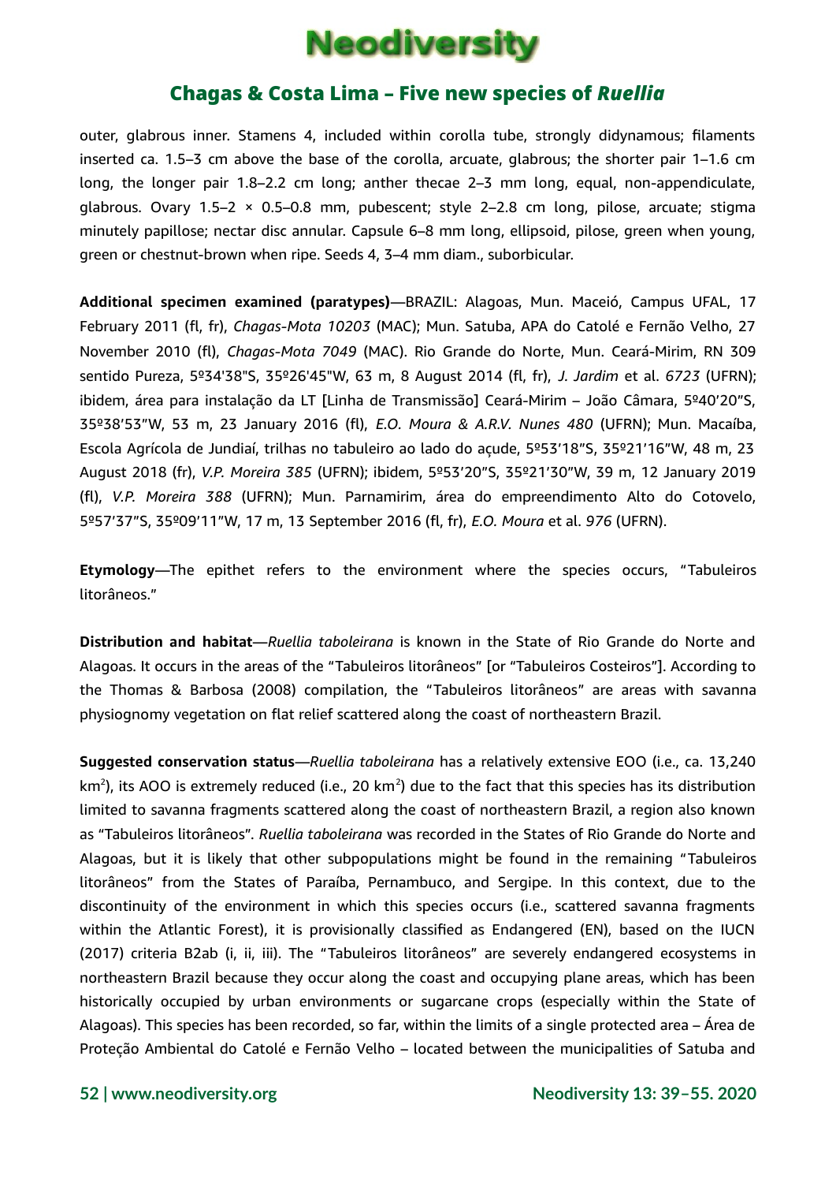outer, glabrous inner. Stamens 4, included within corolla tube, strongly didynamous; filaments inserted ca. 1.5–3 cm above the base of the corolla, arcuate, glabrous; the shorter pair 1–1.6 cm long, the longer pair 1.8–2.2 cm long; anther thecae 2–3 mm long, equal, non-appendiculate, glabrous. Ovary 1.5–2 × 0.5–0.8 mm, pubescent; style 2–2.8 cm long, pilose, arcuate; stigma minutely papillose; nectar disc annular. Capsule 6–8 mm long, ellipsoid, pilose, green when young, green or chestnut-brown when ripe. Seeds 4, 3–4 mm diam., suborbicular.

**Additional specimen examined (paratypes)**—BRAZIL: Alagoas, Mun. Maceió, Campus UFAL, 17 February 2011 (fl, fr), *Chagas-Mota 10203* (MAC); Mun. Satuba, APA do Catolé e Fernão Velho, 27 November 2010 (fl), *Chagas-Mota 7049* (MAC). Rio Grande do Norte, Mun. Ceará-Mirim, RN 309 sentido Pureza, 5º34'38"S, 35º26'45"W, 63 m, 8 August 2014 (fl, fr), *J. Jardim* et al. *6723* (UFRN); ibidem, área para instalação da LT [Linha de Transmissão] Ceará-Mirim – João Câmara, 5º40'20"S, 35º38'53"W, 53 m, 23 January 2016 (fl), *E.O. Moura & A.R.V. Nunes 480* (UFRN); Mun. Macaíba, Escola Agrícola de Jundiaí, trilhas no tabuleiro ao lado do açude, 5º53'18"S, 35º21'16"W, 48 m, 23 August 2018 (fr), *V.P. Moreira 385* (UFRN); ibidem, 5º53'20"S, 35º21'30"W, 39 m, 12 January 2019 (fl), *V.P. Moreira 388* (UFRN); Mun. Parnamirim, área do empreendimento Alto do Cotovelo, 5º57'37"S, 35º09'11"W, 17 m, 13 September 2016 (fl, fr), *E.O. Moura* et al. *976* (UFRN).

**Etymology**—The epithet refers to the environment where the species occurs, "Tabuleiros litorâneos."

**Distribution and habitat**—*Ruellia taboleirana* is known in the State of Rio Grande do Norte and Alagoas. It occurs in the areas of the "Tabuleiros litorâneos" [or "Tabuleiros Costeiros"]. According to the Thomas & Barbosa (2008) compilation, the "Tabuleiros litorâneos" are areas with savanna physiognomy vegetation on flat relief scattered along the coast of northeastern Brazil.

**Suggested conservation status**—*Ruellia taboleirana* has a relatively extensive EOO (i.e., ca. 13,240 km$^2$), its AOO is extremely reduced (i.e., 20 km$^2$) due to the fact that this species has its distribution limited to savanna fragments scattered along the coast of northeastern Brazil, a region also known as "Tabuleiros litorâneos". *Ruellia taboleirana* was recorded in the States of Rio Grande do Norte and Alagoas, but it is likely that other subpopulations might be found in the remaining "Tabuleiros litorâneos" from the States of Paraíba, Pernambuco, and Sergipe. In this context, due to the discontinuity of the environment in which this species occurs (i.e., scattered savanna fragments within the Atlantic Forest), it is provisionally classified as Endangered (EN), based on the IUCN (2017) criteria B2ab (i, ii, iii). The "Tabuleiros litorâneos" are severely endangered ecosystems in northeastern Brazil because they occur along the coast and occupying plane areas, which has been historically occupied by urban environments or sugarcane crops (especially within the State of Alagoas). This species has been recorded, so far, within the limits of a single protected area – Área de Proteção Ambiental do Catolé e Fernão Velho – located between the municipalities of Satuba and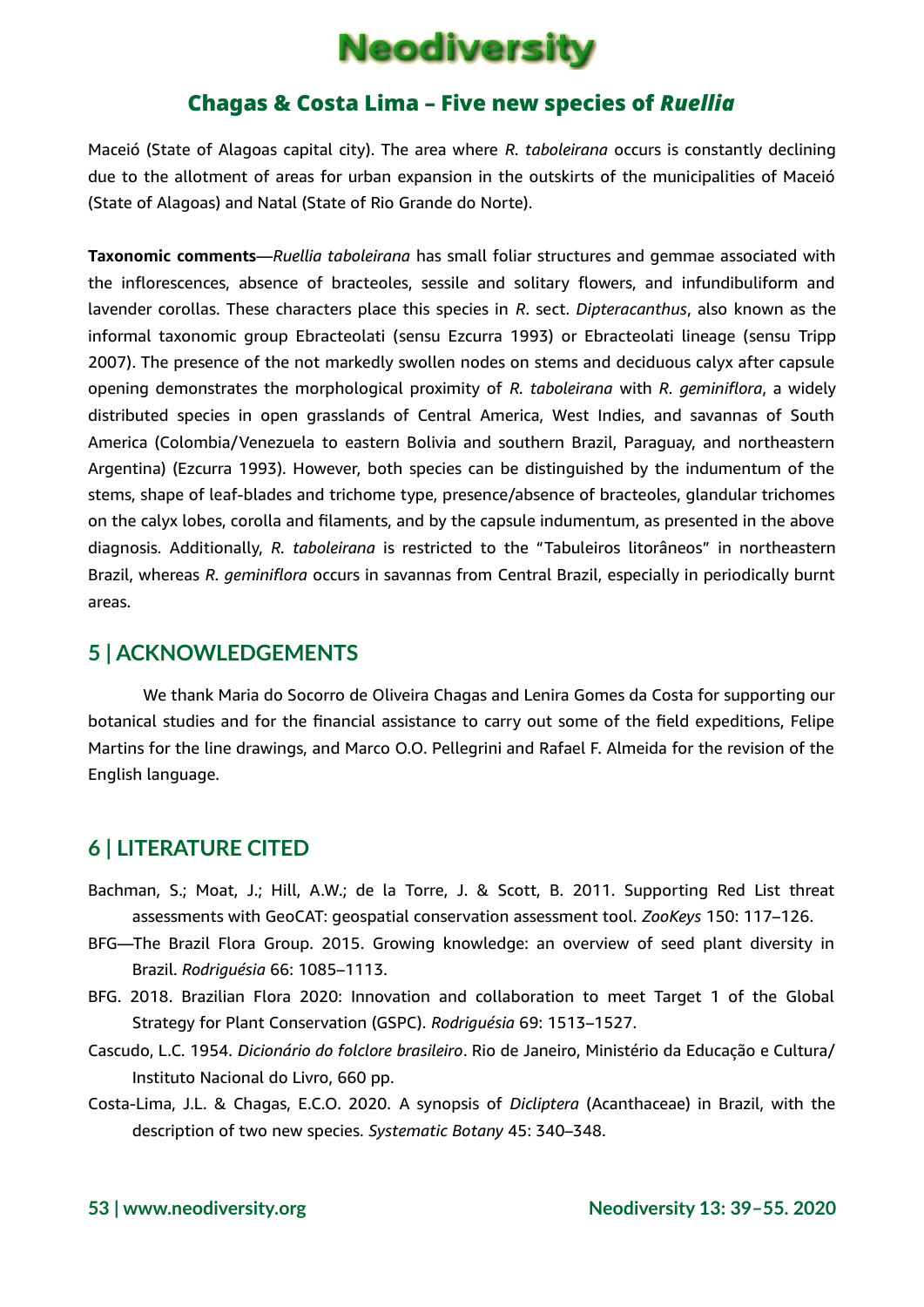Maceió (State of Alagoas capital city). The area where *R. taboleirana* occurs is constantly declining due to the allotment of areas for urban expansion in the outskirts of the municipalities of Maceió (State of Alagoas) and Natal (State of Rio Grande do Norte).

**Taxonomic comments**—*Ruellia taboleirana* has small foliar structures and gemmae associated with the inflorescences, absence of bracteoles, sessile and solitary flowers, and infundibuliform and lavender corollas. These characters place this species in *R*. sect. *Dipteracanthus*, also known as the informal taxonomic group Ebracteolati (sensu Ezcurra 1993) or Ebracteolati lineage (sensu Tripp 2007). The presence of the not markedly swollen nodes on stems and deciduous calyx after capsule opening demonstrates the morphological proximity of *R. taboleirana* with *R. geminiflora*, a widely distributed species in open grasslands of Central America, West Indies, and savannas of South America (Colombia/Venezuela to eastern Bolivia and southern Brazil, Paraguay, and northeastern Argentina) (Ezcurra 1993). However, both species can be distinguished by the indumentum of the stems, shape of leaf-blades and trichome type, presence/absence of bracteoles, glandular trichomes on the calyx lobes, corolla and filaments, and by the capsule indumentum, as presented in the above diagnosis. Additionally, *R. taboleirana* is restricted to the "Tabuleiros litorâneos" in northeastern Brazil, whereas *R. geminiflora* occurs in savannas from Central Brazil, especially in periodically burnt areas.

## 5 | ACKNOWLEDGEMENTS

We thank Maria do Socorro de Oliveira Chagas and Lenira Gomes da Costa for supporting our botanical studies and for the financial assistance to carry out some of the field expeditions, Felipe Martins for the line drawings, and Marco O.O. Pellegrini and Rafael F. Almeida for the revision of the English language.

## 6 | LITERATURE CITED

Bachman, S.; Moat, J.; Hill, A.W.; de la Torre, J. & Scott, B. 2011. Supporting Red List threat assessments with GeoCAT: geospatial conservation assessment tool. *ZooKeys* 150: 117–126.

BFG—The Brazil Flora Group. 2015. Growing knowledge: an overview of seed plant diversity in Brazil. *Rodriguésia* 66: 1085–1113.

BFG. 2018. Brazilian Flora 2020: Innovation and collaboration to meet Target 1 of the Global Strategy for Plant Conservation (GSPC). *Rodriguésia* 69: 1513–1527.

Cascudo, L.C. 1954. *Dicionário do folclore brasileiro*. Rio de Janeiro, Ministério da Educação e Cultura/ Instituto Nacional do Livro, 660 pp.

Costa-Lima, J.L. & Chagas, E.C.O. 2020. A synopsis of *Dicliptera* (Acanthaceae) in Brazil, with the description of two new species. *Systematic Botany* 45: 340–348.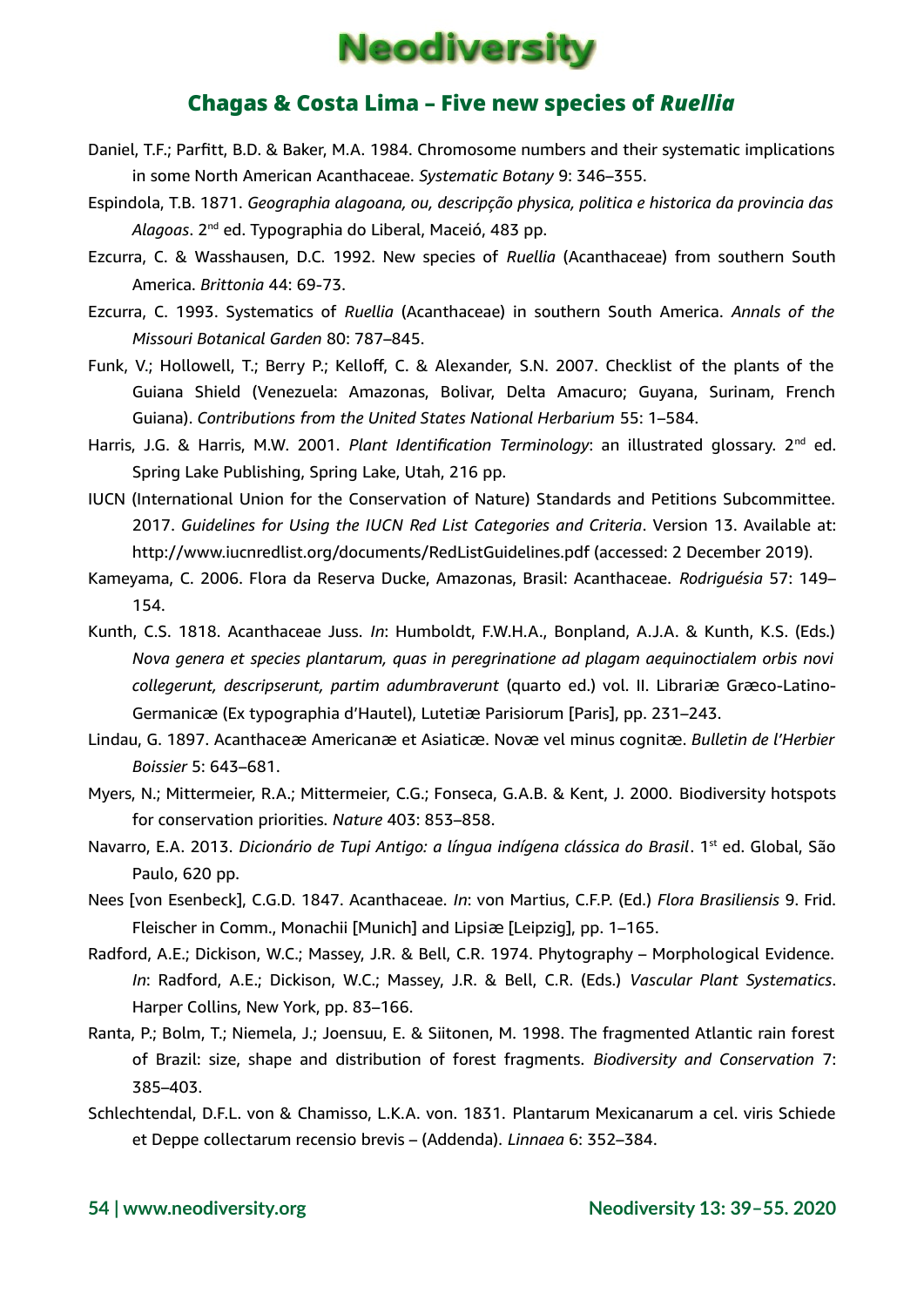Daniel, T.F.; Parfitt, B.D. & Baker, M.A. 1984. Chromosome numbers and their systematic implications in some North American Acanthaceae. *Systematic Botany* 9: 346–355.

Espindola, T.B. 1871. *Geographia alagoana, ou, descripção physica, politica e historica da provincia das Alagoas*. 2nd ed. Typographia do Liberal, Maceió, 483 pp.

Ezcurra, C. & Wasshausen, D.C. 1992. New species of *Ruellia* (Acanthaceae) from southern South America. *Brittonia* 44: 69-73.

Ezcurra, C. 1993. Systematics of *Ruellia* (Acanthaceae) in southern South America. *Annals of the Missouri Botanical Garden* 80: 787–845.

Funk, V.; Hollowell, T.; Berry P.; Kelloff, C. & Alexander, S.N. 2007. Checklist of the plants of the Guiana Shield (Venezuela: Amazonas, Bolivar, Delta Amacuro; Guyana, Surinam, French Guiana). *Contributions from the United States National Herbarium* 55: 1–584.

Harris, J.G. & Harris, M.W. 2001. *Plant Identification Terminology*: an illustrated glossary. 2nd ed. Spring Lake Publishing, Spring Lake, Utah, 216 pp.

IUCN (International Union for the Conservation of Nature) Standards and Petitions Subcommittee. 2017. *Guidelines for Using the IUCN Red List Categories and Criteria*. Version 13. Available at: http://www.iucnredlist.org/documents/RedListGuidelines.pdf (accessed: 2 December 2019).

Kameyama, C. 2006. Flora da Reserva Ducke, Amazonas, Brasil: Acanthaceae. *Rodriguésia* 57: 149–154.

Kunth, C.S. 1818. Acanthaceae Juss. *In*: Humboldt, F.W.H.A., Bonpland, A.J.A. & Kunth, K.S. (Eds.) *Nova genera et species plantarum, quas in peregrinatione ad plagam aequinoctialem orbis novi collegerunt, descripserunt, partim adumbraverunt* (quarto ed.) vol. II. Librariæ Græco-Latino-Germanicæ (Ex typographia d'Hautel), Lutetiæ Parisiorum [Paris], pp. 231–243.

Lindau, G. 1897. Acanthaceæ Americanæ et Asiaticæ. Novæ vel minus cognitæ. *Bulletin de l'Herbier Boissier* 5: 643–681.

Myers, N.; Mittermeier, R.A.; Mittermeier, C.G.; Fonseca, G.A.B. & Kent, J. 2000. Biodiversity hotspots for conservation priorities. *Nature* 403: 853–858.

Navarro, E.A. 2013. *Dicionário de Tupi Antigo: a língua indígena clássica do Brasil*. 1st ed. Global, São Paulo, 620 pp.

Nees [von Esenbeck], C.G.D. 1847. Acanthaceae. *In*: von Martius, C.F.P. (Ed.) *Flora Brasiliensis* 9. Frid. Fleischer in Comm., Monachii [Munich] and Lipsiæ [Leipzig], pp. 1–165.

Radford, A.E.; Dickison, W.C.; Massey, J.R. & Bell, C.R. 1974. Phytography – Morphological Evidence. *In*: Radford, A.E.; Dickison, W.C.; Massey, J.R. & Bell, C.R. (Eds.) *Vascular Plant Systematics*. Harper Collins, New York, pp. 83–166.

Ranta, P.; Bolm, T.; Niemela, J.; Joensuu, E. & Siitonen, M. 1998. The fragmented Atlantic rain forest of Brazil: size, shape and distribution of forest fragments. *Biodiversity and Conservation* 7: 385–403.

Schlechtendal, D.F.L. von & Chamisso, L.K.A. von. 1831. Plantarum Mexicanarum a cel. viris Schiede et Deppe collectarum recensio brevis – (Addenda). *Linnaea* 6: 352–384.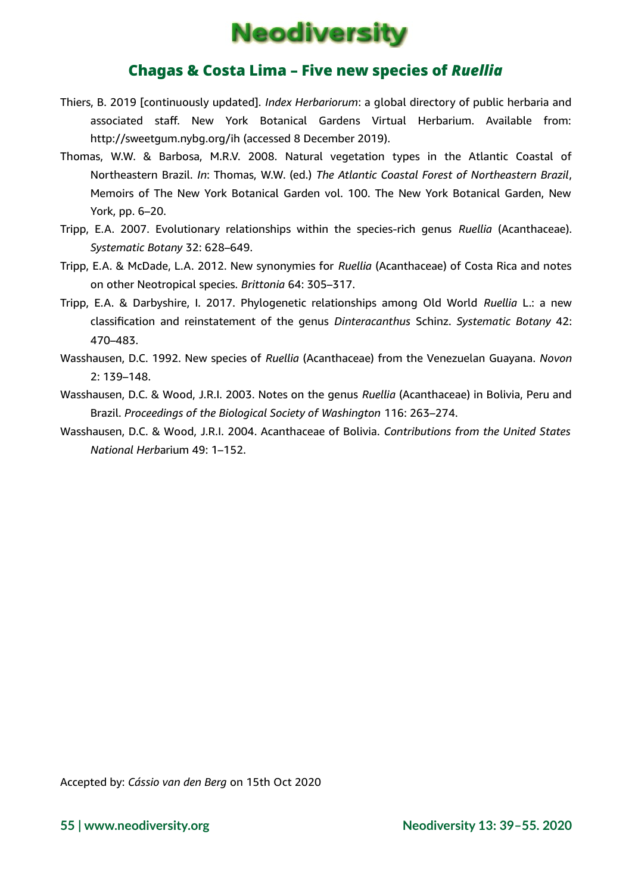Thiers, B. 2019 [continuously updated]. *Index Herbariorum*: a global directory of public herbaria and associated staff. New York Botanical Gardens Virtual Herbarium. Available from: http://sweetgum.nybg.org/ih (accessed 8 December 2019).

Thomas, W.W. & Barbosa, M.R.V. 2008. Natural vegetation types in the Atlantic Coastal of Northeastern Brazil. *In*: Thomas, W.W. (ed.) *The Atlantic Coastal Forest of Northeastern Brazil*, Memoirs of The New York Botanical Garden vol. 100. The New York Botanical Garden, New York, pp. 6–20.

Tripp, E.A. 2007. Evolutionary relationships within the species-rich genus *Ruellia* (Acanthaceae). *Systematic Botany* 32: 628–649.

Tripp, E.A. & McDade, L.A. 2012. New synonymies for *Ruellia* (Acanthaceae) of Costa Rica and notes on other Neotropical species. *Brittonia* 64: 305–317.

Tripp, E.A. & Darbyshire, I. 2017. Phylogenetic relationships among Old World *Ruellia* L.: a new classification and reinstatement of the genus *Dinteracanthus* Schinz. *Systematic Botany* 42: 470–483.

Wasshausen, D.C. 1992. New species of *Ruellia* (Acanthaceae) from the Venezuelan Guayana. *Novon* 2: 139–148.

Wasshausen, D.C. & Wood, J.R.I. 2003. Notes on the genus *Ruellia* (Acanthaceae) in Bolivia, Peru and Brazil. *Proceedings of the Biological Society of Washington* 116: 263–274.

Wasshausen, D.C. & Wood, J.R.I. 2004. Acanthaceae of Bolivia. *Contributions from the United States National Herb*arium 49: 1–152.

Accepted by: *Cássio van den Berg* on 15th Oct 2020